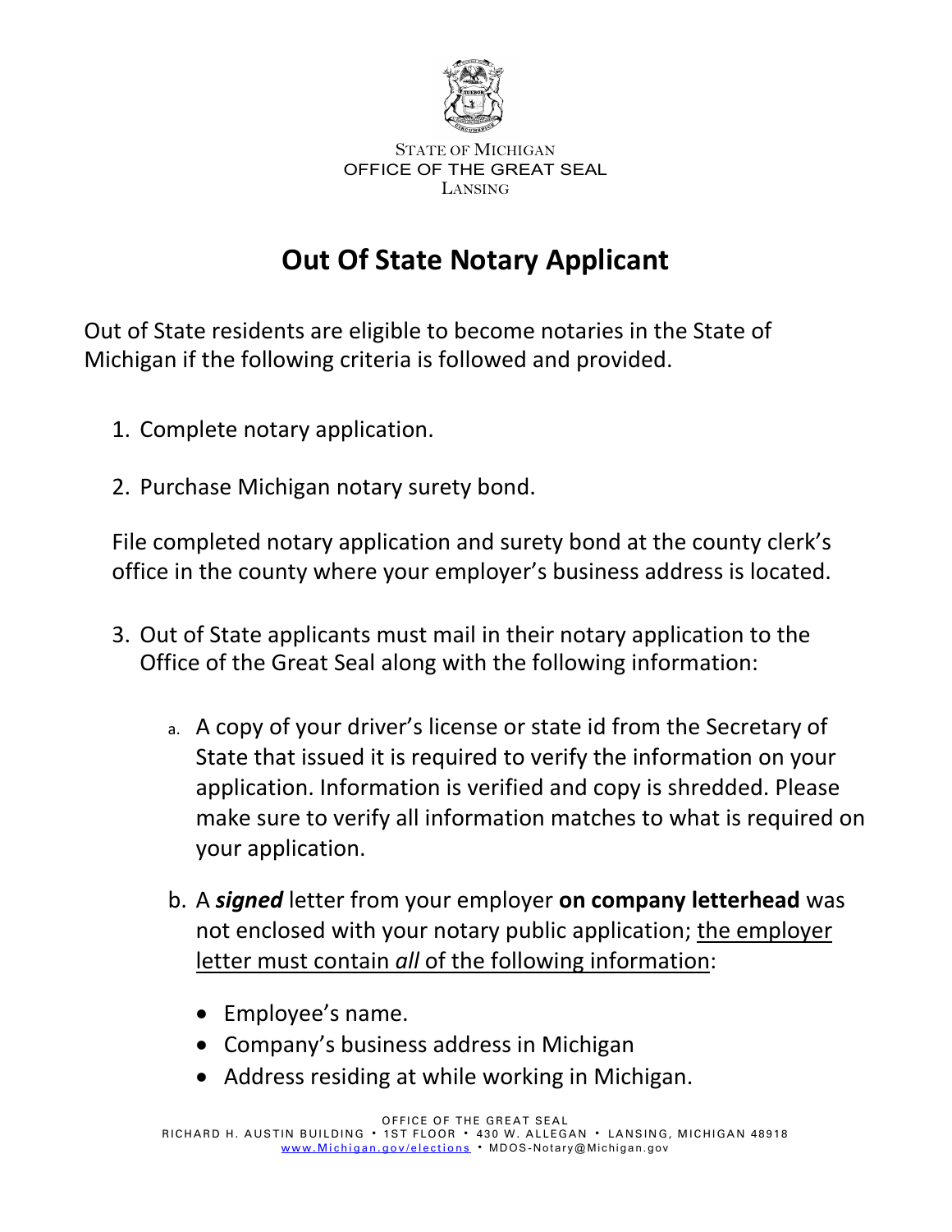STATE OF MICHIGAN
OFFICE OF THE GREAT SEAL
LANSING

# Out Of State Notary Applicant

Out of State residents are eligible to become notaries in the State of Michigan if the following criteria is followed and provided.

1. Complete notary application.

2. Purchase Michigan notary surety bond.

   File completed notary application and surety bond at the county clerk's office in the county where your employer's business address is located.

3. Out of State applicants must mail in their notary application to the Office of the Great Seal along with the following information:

   a. A copy of your driver's license or state id from the Secretary of State that issued it is required to verify the information on your application. Information is verified and copy is shredded. Please make sure to verify all information matches to what is required on your application.

   b. A ***signed*** letter from your employer **on company letterhead** was not enclosed with your notary public application; the employer letter must contain *all* of the following information:

      - Employee's name.
      - Company's business address in Michigan
      - Address residing at while working in Michigan.

OFFICE OF THE GREAT SEAL
RICHARD H. AUSTIN BUILDING • 1ST FLOOR • 430 W. ALLEGAN • LANSING, MICHIGAN 48918
www.Michigan.gov/elections • MDOS-Notary@Michigan.gov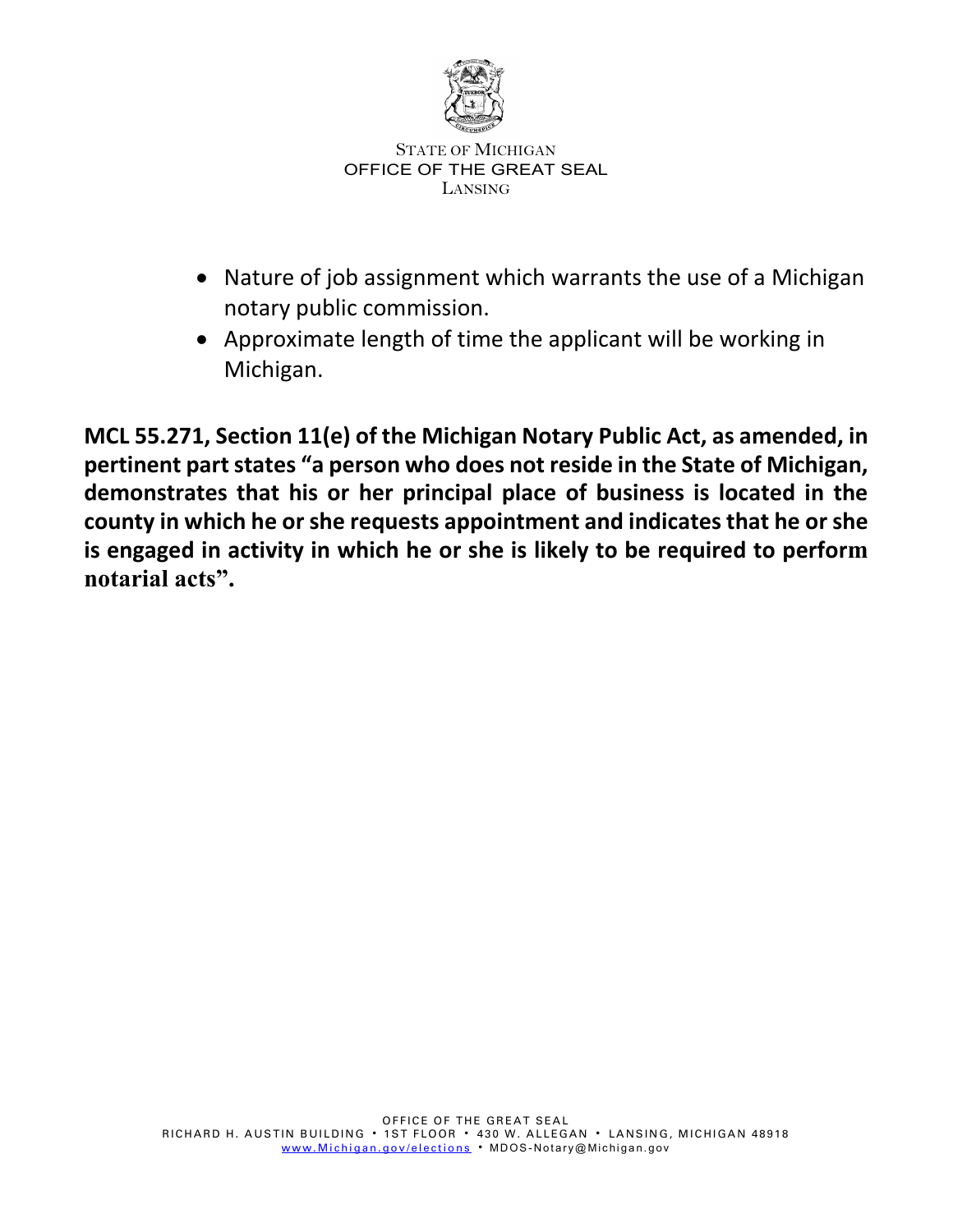- Nature of job assignment which warrants the use of a Michigan notary public commission.
- Approximate length of time the applicant will be working in Michigan.

**MCL 55.271, Section 11(e) of the Michigan Notary Public Act, as amended, in pertinent part states "a person who does not reside in the State of Michigan, demonstrates that his or her principal place of business is located in the county in which he or she requests appointment and indicates that he or she is engaged in activity in which he or she is likely to be required to perform notarial acts".**